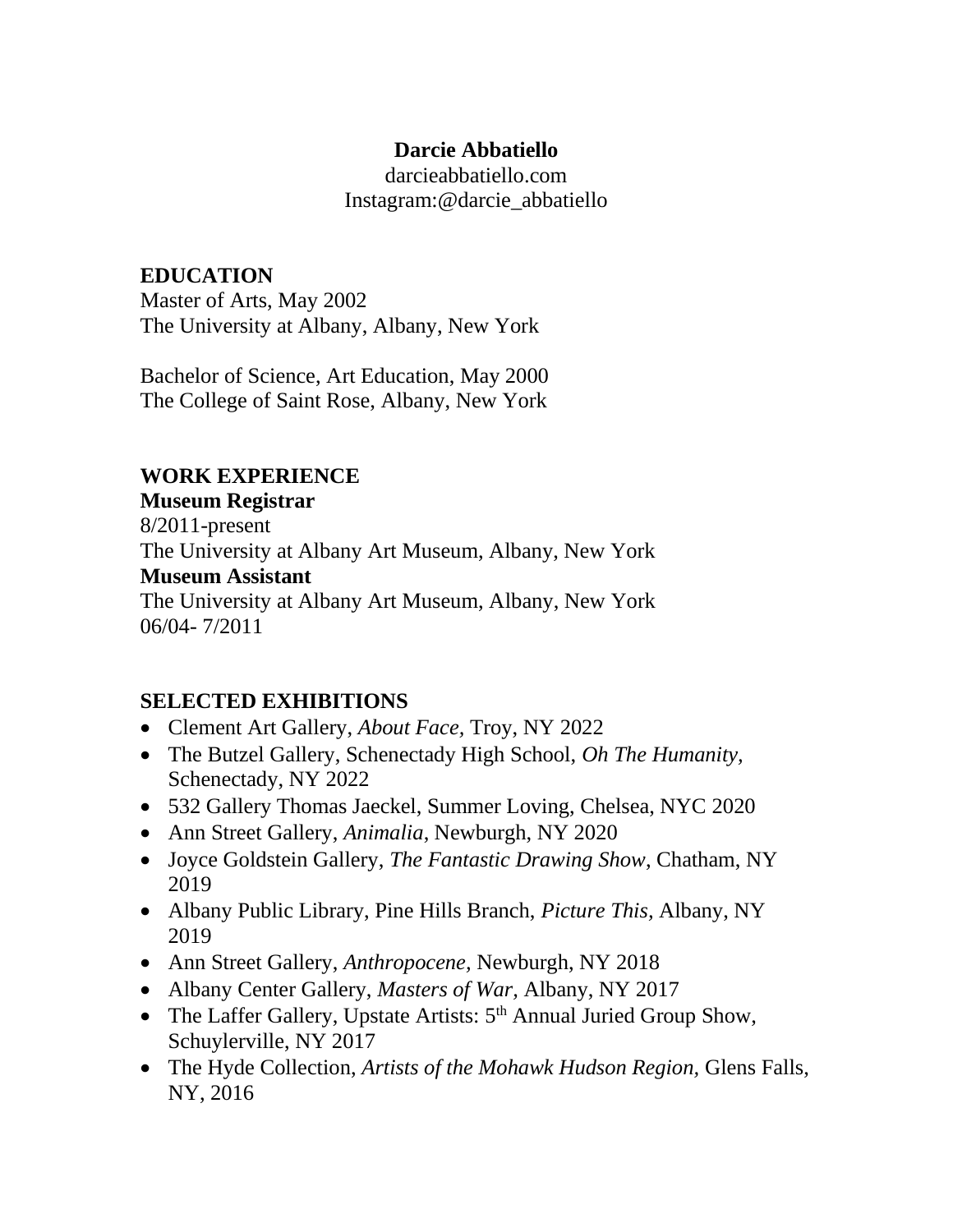**Darcie Abbatiello**
darcieabbatiello.com
Instagram:@darcie_abbatiello

## EDUCATION

Master of Arts, May 2002
The University at Albany, Albany, New York

Bachelor of Science, Art Education, May 2000
The College of Saint Rose, Albany, New York

## WORK EXPERIENCE

**Museum Registrar**
8/2011-present
The University at Albany Art Museum, Albany, New York

**Museum Assistant**
The University at Albany Art Museum, Albany, New York
06/04- 7/2011

## SELECTED EXHIBITIONS

- Clement Art Gallery, *About Face,* Troy, NY 2022
- The Butzel Gallery, Schenectady High School, *Oh The Humanity,* Schenectady, NY 2022
- 532 Gallery Thomas Jaeckel, Summer Loving, Chelsea, NYC 2020
- Ann Street Gallery, *Animalia*, Newburgh, NY 2020
- Joyce Goldstein Gallery, *The Fantastic Drawing Show*, Chatham, NY 2019
- Albany Public Library, Pine Hills Branch, *Picture This*, Albany, NY 2019
- Ann Street Gallery, *Anthropocene,* Newburgh, NY 2018
- Albany Center Gallery, *Masters of War,* Albany, NY 2017
- The Laffer Gallery, Upstate Artists: 5th Annual Juried Group Show, Schuylerville, NY 2017
- The Hyde Collection, *Artists of the Mohawk Hudson Region,* Glens Falls, NY, 2016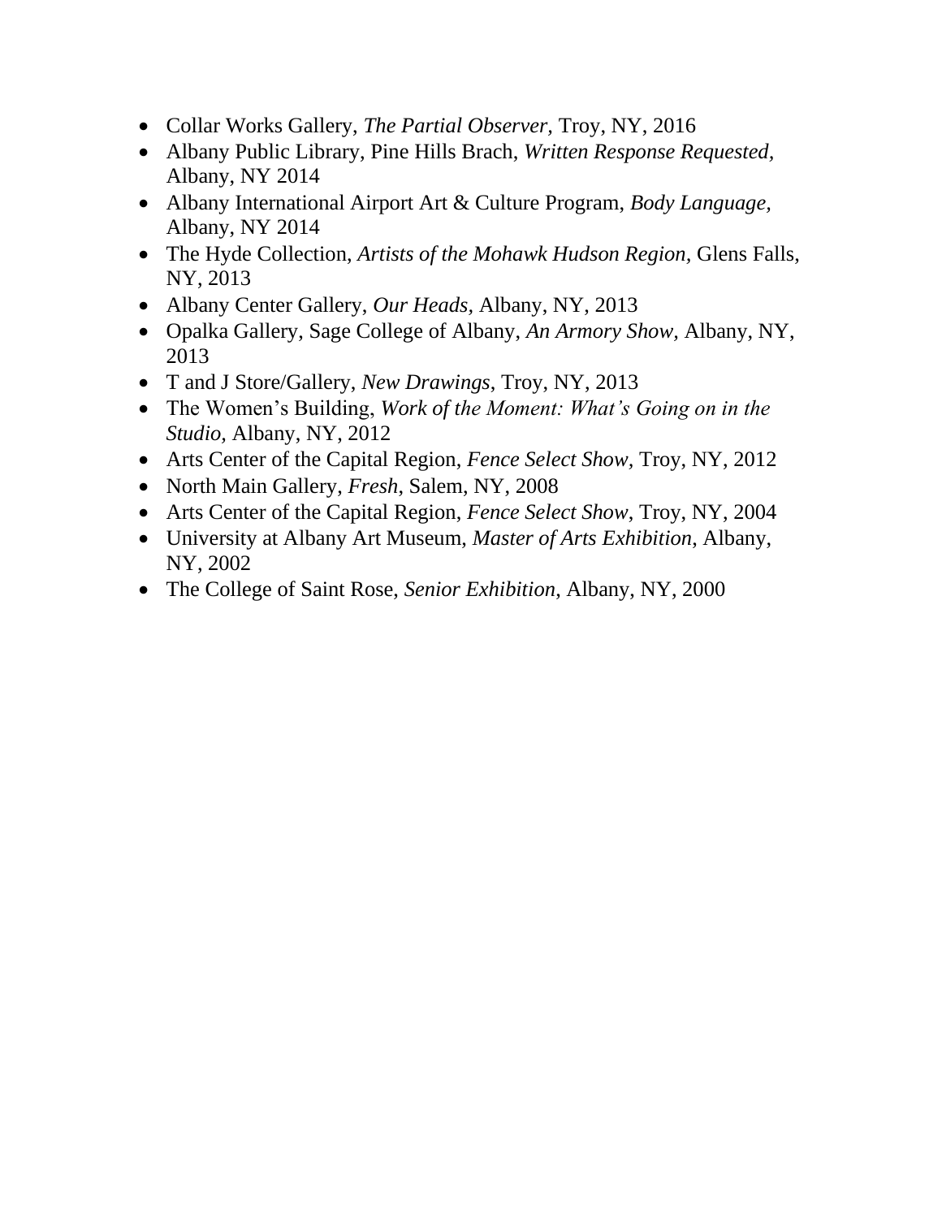- Collar Works Gallery, *The Partial Observer*, Troy, NY, 2016
- Albany Public Library, Pine Hills Brach, *Written Response Requested*, Albany, NY 2014
- Albany International Airport Art & Culture Program, *Body Language*, Albany, NY 2014
- The Hyde Collection, *Artists of the Mohawk Hudson Region*, Glens Falls, NY, 2013
- Albany Center Gallery, *Our Heads,* Albany, NY, 2013
- Opalka Gallery, Sage College of Albany, *An Armory Show,* Albany, NY, 2013
- T and J Store/Gallery, *New Drawings*, Troy, NY, 2013
- The Women's Building, *Work of the Moment: What's Going on in the Studio,* Albany, NY, 2012
- Arts Center of the Capital Region, *Fence Select Show,* Troy, NY, 2012
- North Main Gallery, *Fresh*, Salem, NY, 2008
- Arts Center of the Capital Region, *Fence Select Show*, Troy, NY, 2004
- University at Albany Art Museum, *Master of Arts Exhibition*, Albany, NY, 2002
- The College of Saint Rose, *Senior Exhibition*, Albany, NY, 2000